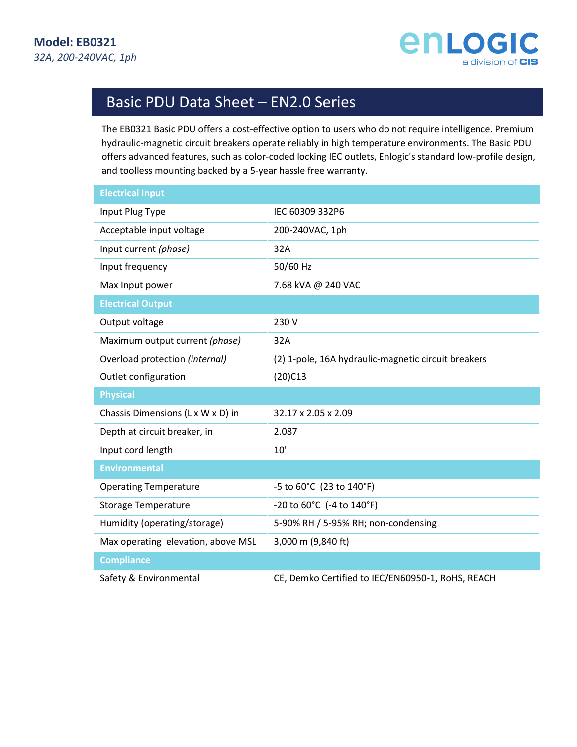**Model: EB0321**

*32A, 200-240VAC, 1ph*

# Basic PDU Data Sheet – EN2.0 Series

The EB0321 Basic PDU offers a cost-effective option to users who do not require intelligence. Premium hydraulic-magnetic circuit breakers operate reliably in high temperature environments. The Basic PDU offers advanced features, such as color-coded locking IEC outlets, Enlogic's standard low-profile design, and toolless mounting backed by a 5-year hassle free warranty.

| **Electrical Input** | |
|---|---|
| Input Plug Type | IEC 60309 332P6 |
| Acceptable input voltage | 200-240VAC, 1ph |
| Input current *(phase)* | 32A |
| Input frequency | 50/60 Hz |
| Max Input power | 7.68 kVA @ 240 VAC |
| **Electrical Output** | |
| Output voltage | 230 V |
| Maximum output current *(phase)* | 32A |
| Overload protection *(internal)* | (2) 1-pole, 16A hydraulic-magnetic circuit breakers |
| Outlet configuration | (20)C13 |
| **Physical** | |
| Chassis Dimensions (L x W x D) in | 32.17 x 2.05 x 2.09 |
| Depth at circuit breaker, in | 2.087 |
| Input cord length | 10' |
| **Environmental** | |
| Operating Temperature | -5 to 60°C (23 to 140°F) |
| Storage Temperature | -20 to 60°C (-4 to 140°F) |
| Humidity (operating/storage) | 5-90% RH / 5-95% RH; non-condensing |
| Max operating elevation, above MSL | 3,000 m (9,840 ft) |
| **Compliance** | |
| Safety & Environmental | CE, Demko Certified to IEC/EN60950-1, RoHS, REACH |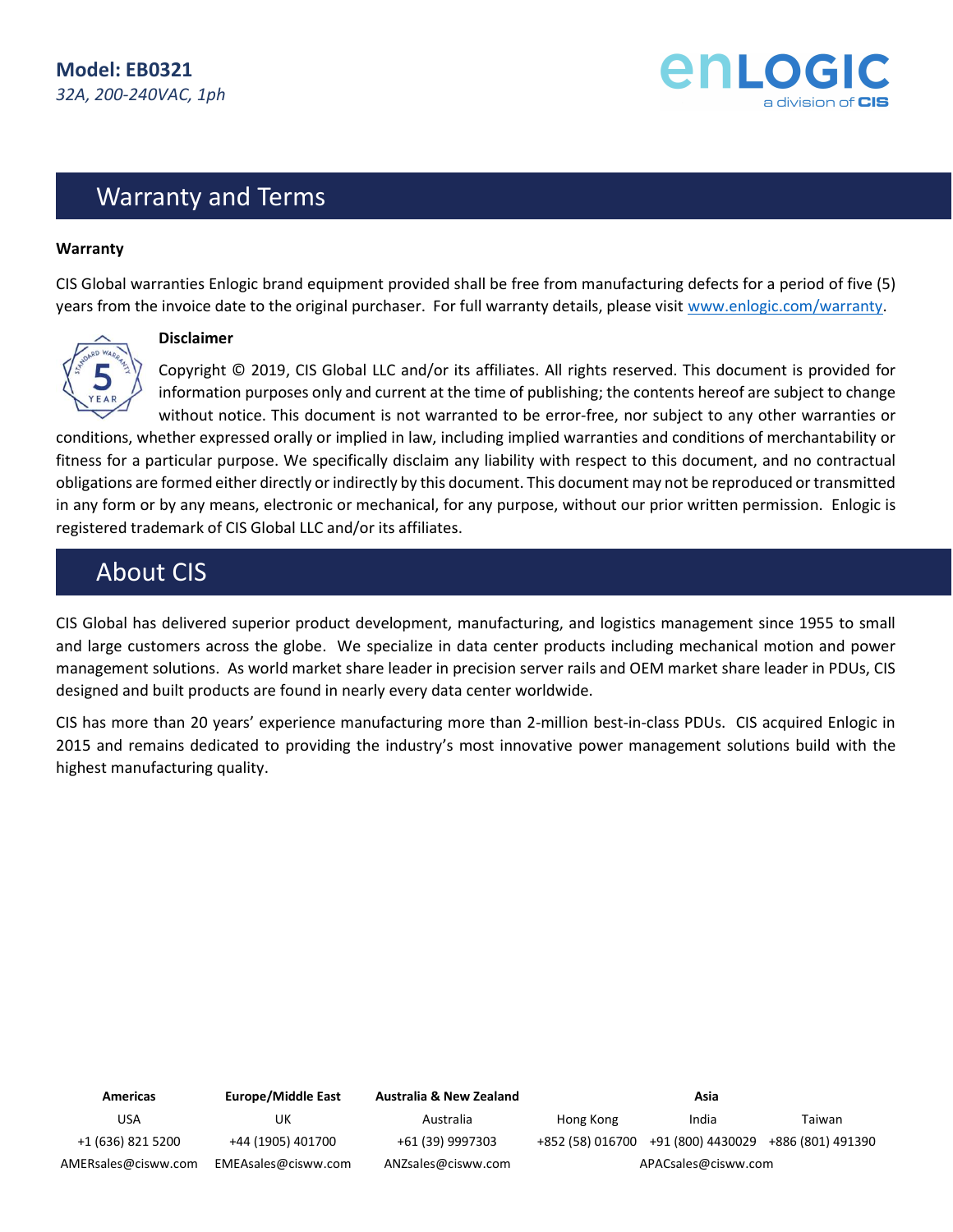**Model: EB0321**

*32A, 200-240VAC, 1ph*

## Warranty and Terms

**Warranty**

CIS Global warranties Enlogic brand equipment provided shall be free from manufacturing defects for a period of five (5) years from the invoice date to the original purchaser. For full warranty details, please visit [www.enlogic.com/warranty](www.enlogic.com/warranty).

**Disclaimer**

Copyright © 2019, CIS Global LLC and/or its affiliates. All rights reserved. This document is provided for information purposes only and current at the time of publishing; the contents hereof are subject to change without notice. This document is not warranted to be error-free, nor subject to any other warranties or conditions, whether expressed orally or implied in law, including implied warranties and conditions of merchantability or fitness for a particular purpose. We specifically disclaim any liability with respect to this document, and no contractual obligations are formed either directly or indirectly by this document. This document may not be reproduced or transmitted in any form or by any means, electronic or mechanical, for any purpose, without our prior written permission. Enlogic is registered trademark of CIS Global LLC and/or its affiliates.

## About CIS

CIS Global has delivered superior product development, manufacturing, and logistics management since 1955 to small and large customers across the globe. We specialize in data center products including mechanical motion and power management solutions. As world market share leader in precision server rails and OEM market share leader in PDUs, CIS designed and built products are found in nearly every data center worldwide.

CIS has more than 20 years' experience manufacturing more than 2-million best-in-class PDUs. CIS acquired Enlogic in 2015 and remains dedicated to providing the industry's most innovative power management solutions build with the highest manufacturing quality.

| Americas | Europe/Middle East | Australia & New Zealand | Asia | | |
|---|---|---|---|---|---|
| USA | UK | Australia | Hong Kong | India | Taiwan |
| +1 (636) 821 5200 | +44 (1905) 401700 | +61 (39) 9997303 | +852 (58) 016700 | +91 (800) 4430029 | +886 (801) 491390 |
| AMERsales@cisww.com | EMEAsales@cisww.com | ANZsales@cisww.com | APACsales@cisww.com | | |